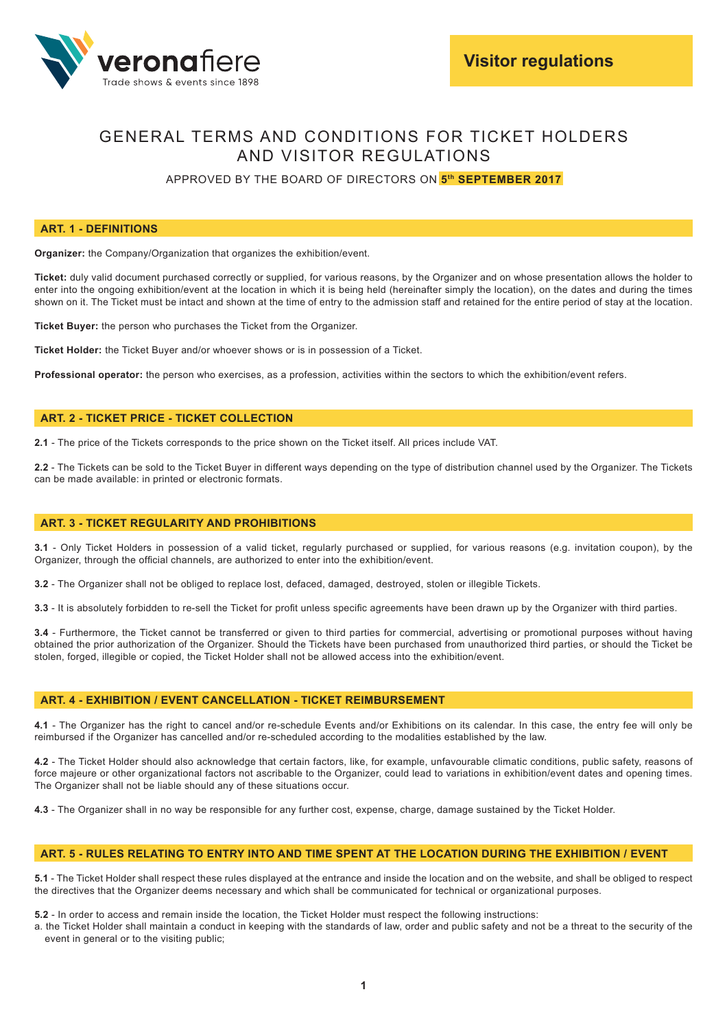Visitor regulations

# GENERAL TERMS AND CONDITIONS FOR TICKET HOLDERS AND VISITOR REGULATIONS

APPROVED BY THE BOARD OF DIRECTORS ON **5th SEPTEMBER 2017**

## ART. 1 - DEFINITIONS

**Organizer:** the Company/Organization that organizes the exhibition/event.

**Ticket:** duly valid document purchased correctly or supplied, for various reasons, by the Organizer and on whose presentation allows the holder to enter into the ongoing exhibition/event at the location in which it is being held (hereinafter simply the location), on the dates and during the times shown on it. The Ticket must be intact and shown at the time of entry to the admission staff and retained for the entire period of stay at the location.

**Ticket Buyer:** the person who purchases the Ticket from the Organizer.

**Ticket Holder:** the Ticket Buyer and/or whoever shows or is in possession of a Ticket.

**Professional operator:** the person who exercises, as a profession, activities within the sectors to which the exhibition/event refers.

## ART. 2 - TICKET PRICE - TICKET COLLECTION

**2.1** - The price of the Tickets corresponds to the price shown on the Ticket itself. All prices include VAT.

**2.2** - The Tickets can be sold to the Ticket Buyer in different ways depending on the type of distribution channel used by the Organizer. The Tickets can be made available: in printed or electronic formats.

## ART. 3 - TICKET REGULARITY AND PROHIBITIONS

**3.1** - Only Ticket Holders in possession of a valid ticket, regularly purchased or supplied, for various reasons (e.g. invitation coupon), by the Organizer, through the official channels, are authorized to enter into the exhibition/event.

**3.2** - The Organizer shall not be obliged to replace lost, defaced, damaged, destroyed, stolen or illegible Tickets.

**3.3** - It is absolutely forbidden to re-sell the Ticket for profit unless specific agreements have been drawn up by the Organizer with third parties.

**3.4** - Furthermore, the Ticket cannot be transferred or given to third parties for commercial, advertising or promotional purposes without having obtained the prior authorization of the Organizer. Should the Tickets have been purchased from unauthorized third parties, or should the Ticket be stolen, forged, illegible or copied, the Ticket Holder shall not be allowed access into the exhibition/event.

## ART. 4 - EXHIBITION / EVENT CANCELLATION - TICKET REIMBURSEMENT

**4.1** - The Organizer has the right to cancel and/or re-schedule Events and/or Exhibitions on its calendar. In this case, the entry fee will only be reimbursed if the Organizer has cancelled and/or re-scheduled according to the modalities established by the law.

**4.2** - The Ticket Holder should also acknowledge that certain factors, like, for example, unfavourable climatic conditions, public safety, reasons of force majeure or other organizational factors not ascribable to the Organizer, could lead to variations in exhibition/event dates and opening times. The Organizer shall not be liable should any of these situations occur.

**4.3** - The Organizer shall in no way be responsible for any further cost, expense, charge, damage sustained by the Ticket Holder.

## ART. 5 - RULES RELATING TO ENTRY INTO AND TIME SPENT AT THE LOCATION DURING THE EXHIBITION / EVENT

**5.1** - The Ticket Holder shall respect these rules displayed at the entrance and inside the location and on the website, and shall be obliged to respect the directives that the Organizer deems necessary and which shall be communicated for technical or organizational purposes.

**5.2** - In order to access and remain inside the location, the Ticket Holder must respect the following instructions:

a. the Ticket Holder shall maintain a conduct in keeping with the standards of law, order and public safety and not be a threat to the security of the event in general or to the visiting public;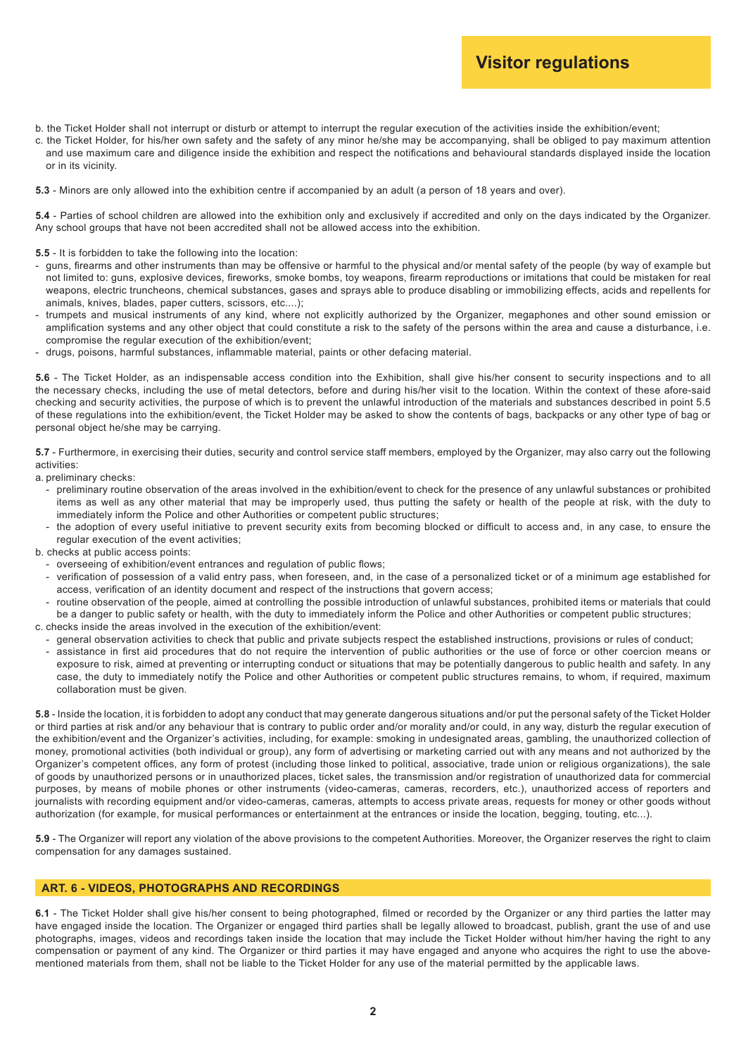b. the Ticket Holder shall not interrupt or disturb or attempt to interrupt the regular execution of the activities inside the exhibition/event;

c. the Ticket Holder, for his/her own safety and the safety of any minor he/she may be accompanying, shall be obliged to pay maximum attention and use maximum care and diligence inside the exhibition and respect the notifications and behavioural standards displayed inside the location or in its vicinity.

**5.3** - Minors are only allowed into the exhibition centre if accompanied by an adult (a person of 18 years and over).

**5.4** - Parties of school children are allowed into the exhibition only and exclusively if accredited and only on the days indicated by the Organizer. Any school groups that have not been accredited shall not be allowed access into the exhibition.

**5.5** - It is forbidden to take the following into the location:

- guns, firearms and other instruments than may be offensive or harmful to the physical and/or mental safety of the people (by way of example but not limited to: guns, explosive devices, fireworks, smoke bombs, toy weapons, firearm reproductions or imitations that could be mistaken for real weapons, electric truncheons, chemical substances, gases and sprays able to produce disabling or immobilizing effects, acids and repellents for animals, knives, blades, paper cutters, scissors, etc....);
- trumpets and musical instruments of any kind, where not explicitly authorized by the Organizer, megaphones and other sound emission or amplification systems and any other object that could constitute a risk to the safety of the persons within the area and cause a disturbance, i.e. compromise the regular execution of the exhibition/event;
- drugs, poisons, harmful substances, inflammable material, paints or other defacing material.

**5.6** - The Ticket Holder, as an indispensable access condition into the Exhibition, shall give his/her consent to security inspections and to all the necessary checks, including the use of metal detectors, before and during his/her visit to the location. Within the context of these afore-said checking and security activities, the purpose of which is to prevent the unlawful introduction of the materials and substances described in point 5.5 of these regulations into the exhibition/event, the Ticket Holder may be asked to show the contents of bags, backpacks or any other type of bag or personal object he/she may be carrying.

**5.7** - Furthermore, in exercising their duties, security and control service staff members, employed by the Organizer, may also carry out the following activities:

a. preliminary checks:
  - preliminary routine observation of the areas involved in the exhibition/event to check for the presence of any unlawful substances or prohibited items as well as any other material that may be improperly used, thus putting the safety or health of the people at risk, with the duty to immediately inform the Police and other Authorities or competent public structures;
  - the adoption of every useful initiative to prevent security exits from becoming blocked or difficult to access and, in any case, to ensure the regular execution of the event activities;

b. checks at public access points:
  - overseeing of exhibition/event entrances and regulation of public flows;
  - verification of possession of a valid entry pass, when foreseen, and, in the case of a personalized ticket or of a minimum age established for access, verification of an identity document and respect of the instructions that govern access;
  - routine observation of the people, aimed at controlling the possible introduction of unlawful substances, prohibited items or materials that could be a danger to public safety or health, with the duty to immediately inform the Police and other Authorities or competent public structures;

c. checks inside the areas involved in the execution of the exhibition/event:
  - general observation activities to check that public and private subjects respect the established instructions, provisions or rules of conduct;
  - assistance in first aid procedures that do not require the intervention of public authorities or the use of force or other coercion means or exposure to risk, aimed at preventing or interrupting conduct or situations that may be potentially dangerous to public health and safety. In any case, the duty to immediately notify the Police and other Authorities or competent public structures remains, to whom, if required, maximum collaboration must be given.

**5.8** - Inside the location, it is forbidden to adopt any conduct that may generate dangerous situations and/or put the personal safety of the Ticket Holder or third parties at risk and/or any behaviour that is contrary to public order and/or morality and/or could, in any way, disturb the regular execution of the exhibition/event and the Organizer's activities, including, for example: smoking in undesignated areas, gambling, the unauthorized collection of money, promotional activities (both individual or group), any form of advertising or marketing carried out with any means and not authorized by the Organizer's competent offices, any form of protest (including those linked to political, associative, trade union or religious organizations), the sale of goods by unauthorized persons or in unauthorized places, ticket sales, the transmission and/or registration of unauthorized data for commercial purposes, by means of mobile phones or other instruments (video-cameras, cameras, recorders, etc.), unauthorized access of reporters and journalists with recording equipment and/or video-cameras, cameras, attempts to access private areas, requests for money or other goods without authorization (for example, for musical performances or entertainment at the entrances or inside the location, begging, touting, etc...).

**5.9** - The Organizer will report any violation of the above provisions to the competent Authorities. Moreover, the Organizer reserves the right to claim compensation for any damages sustained.

## ART. 6 - VIDEOS, PHOTOGRAPHS AND RECORDINGS

**6.1** - The Ticket Holder shall give his/her consent to being photographed, filmed or recorded by the Organizer or any third parties the latter may have engaged inside the location. The Organizer or engaged third parties shall be legally allowed to broadcast, publish, grant the use of and use photographs, images, videos and recordings taken inside the location that may include the Ticket Holder without him/her having the right to any compensation or payment of any kind. The Organizer or third parties it may have engaged and anyone who acquires the right to use the above-mentioned materials from them, shall not be liable to the Ticket Holder for any use of the material permitted by the applicable laws.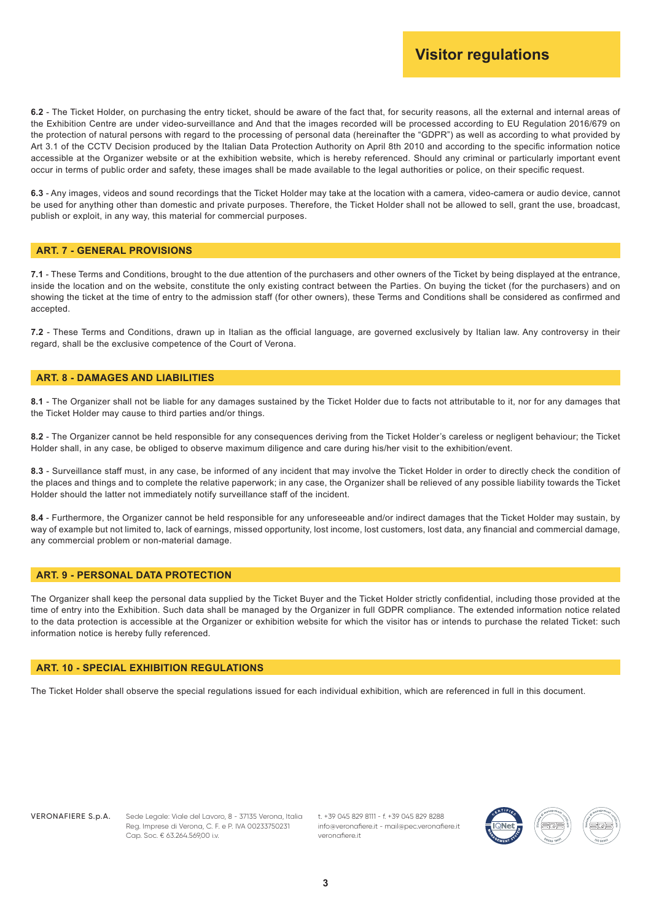6.2 - The Ticket Holder, on purchasing the entry ticket, should be aware of the fact that, for security reasons, all the external and internal areas of the Exhibition Centre are under video-surveillance and And that the images recorded will be processed according to EU Regulation 2016/679 on the protection of natural persons with regard to the processing of personal data (hereinafter the "GDPR") as well as according to what provided by Art 3.1 of the CCTV Decision produced by the Italian Data Protection Authority on April 8th 2010 and according to the specific information notice accessible at the Organizer website or at the exhibition website, which is hereby referenced. Should any criminal or particularly important event occur in terms of public order and safety, these images shall be made available to the legal authorities or police, on their specific request.

**6.3** - Any images, videos and sound recordings that the Ticket Holder may take at the location with a camera, video-camera or audio device, cannot be used for anything other than domestic and private purposes. Therefore, the Ticket Holder shall not be allowed to sell, grant the use, broadcast, publish or exploit, in any way, this material for commercial purposes.

## ART. 7 - GENERAL PROVISIONS

**7.1** - These Terms and Conditions, brought to the due attention of the purchasers and other owners of the Ticket by being displayed at the entrance, inside the location and on the website, constitute the only existing contract between the Parties. On buying the ticket (for the purchasers) and on showing the ticket at the time of entry to the admission staff (for other owners), these Terms and Conditions shall be considered as confirmed and accepted.

**7.2** - These Terms and Conditions, drawn up in Italian as the official language, are governed exclusively by Italian law. Any controversy in their regard, shall be the exclusive competence of the Court of Verona.

## ART. 8 - DAMAGES AND LIABILITIES

**8.1** - The Organizer shall not be liable for any damages sustained by the Ticket Holder due to facts not attributable to it, nor for any damages that the Ticket Holder may cause to third parties and/or things.

**8.2** - The Organizer cannot be held responsible for any consequences deriving from the Ticket Holder's careless or negligent behaviour; the Ticket Holder shall, in any case, be obliged to observe maximum diligence and care during his/her visit to the exhibition/event.

**8.3** - Surveillance staff must, in any case, be informed of any incident that may involve the Ticket Holder in order to directly check the condition of the places and things and to complete the relative paperwork; in any case, the Organizer shall be relieved of any possible liability towards the Ticket Holder should the latter not immediately notify surveillance staff of the incident.

**8.4** - Furthermore, the Organizer cannot be held responsible for any unforeseeable and/or indirect damages that the Ticket Holder may sustain, by way of example but not limited to, lack of earnings, missed opportunity, lost income, lost customers, lost data, any financial and commercial damage, any commercial problem or non-material damage.

## ART. 9 - PERSONAL DATA PROTECTION

The Organizer shall keep the personal data supplied by the Ticket Buyer and the Ticket Holder strictly confidential, including those provided at the time of entry into the Exhibition. Such data shall be managed by the Organizer in full GDPR compliance. The extended information notice related to the data protection is accessible at the Organizer or exhibition website for which the visitor has or intends to purchase the related Ticket: such information notice is hereby fully referenced.

## ART. 10 - SPECIAL EXHIBITION REGULATIONS

The Ticket Holder shall observe the special regulations issued for each individual exhibition, which are referenced in full in this document.

VERONAFIERE S.p.A. Sede Legale: Viale del Lavoro, 8 - 37135 Verona, Italia
Reg. Imprese di Verona, C. F. e P. IVA 00233750231
Cap. Soc. € 63.264.569,00 i.v.

t. +39 045 829 8111 - f. +39 045 829 8288
info@veronafiere.it - mail@pec.veronafiere.it
veronafiere.it